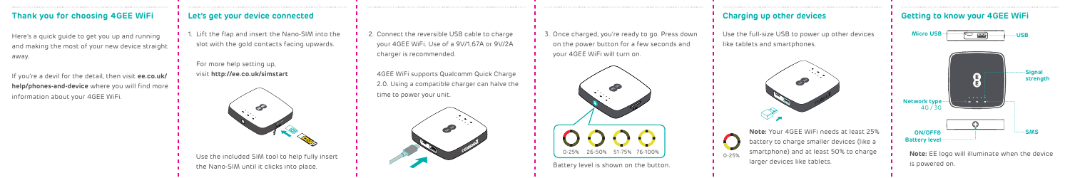## Thank you for choosing 4GEE WiFi

Here's a quick guide to get you up and running and making the most of your new device straight away.

If you're a devil for the detail, then visit **ee.co.uk/help/phones-and-device** where you will find more information about your 4GEE WiFi.

## Let's get your device connected

1. Lift the flap and insert the Nano-SIM into the slot with the gold contacts facing upwards.

   For more help setting up, visit **http://ee.co.uk/simstart**

   Use the included SIM tool to help fully insert the Nano-SIM until it clicks into place.

2. Connect the reversible USB cable to charge your 4GEE WiFi. Use of a 9V/1.67A or 9V/2A charger is recommended.

   4GEE WiFi supports Qualcomm Quick Charge 2.0. Using a compatible charger can halve the time to power your unit.

3. Once charged, you're ready to go. Press down on the power button for a few seconds and your 4GEE WiFi will turn on.

0-25% 26-50% 51-75% 76-100%

Battery level is shown on the button.

## Charging up other devices

Use the full-size USB to power up other devices like tablets and smartphones.

0-25%

**Note:** Your 4GEE WiFi needs at least 25% battery to charge smaller devices (like a smartphone) and at least 50% to charge larger devices like tablets.

## Getting to know your 4GEE WiFi

Micro USB

USB

Signal strength

Network type 4G / 3G

ON/OFF& Battery level

SMS

**Note:** EE logo will illuminate when the device is powered on.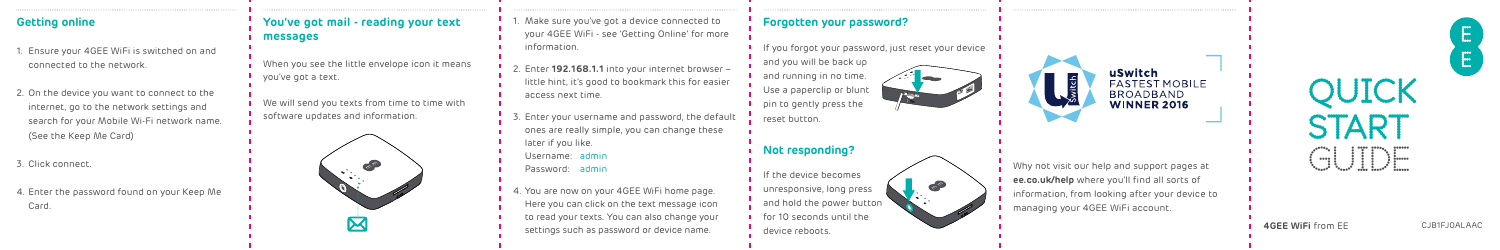## Getting online

1. Ensure your 4GEE WiFi is switched on and connected to the network.
2. On the device you want to connect to the internet, go to the network settings and search for your Mobile Wi-Fi network name. (See the Keep Me Card)
3. Click connect.
4. Enter the password found on your Keep Me Card.

## You've got mail - reading your text messages

When you see the little envelope icon it means you've got a text.

We will send you texts from time to time with software updates and information.

1. Make sure you've got a device connected to your 4GEE WiFi - see 'Getting Online' for more information.
2. Enter **192.168.1.1** into your internet browser – little hint, it's good to bookmark this for easier access next time.
3. Enter your username and password, the default ones are really simple, you can change these later if you like.
   Username: admin
   Password: admin
4. You are now on your 4GEE WiFi home page. Here you can click on the text message icon to read your texts. You can also change your settings such as password or device name.

## Forgotten your password?

If you forgot your password, just reset your device and you will be back up and running in no time. Use a paperclip or blunt pin to gently press the reset button.

## Not responding?

If the device becomes unresponsive, long press and hold the power button for 10 seconds until the device reboots.

uSwitch FASTEST MOBILE BROADBAND WINNER 2016

Why not visit our help and support pages at **ee.co.uk/help** where you'll find all sorts of information, from looking after your device to managing your 4GEE WiFi account.

EE

# QUICK START GUIDE

**4GEE WiFi** from EE

CJB1FJ0ALAAC